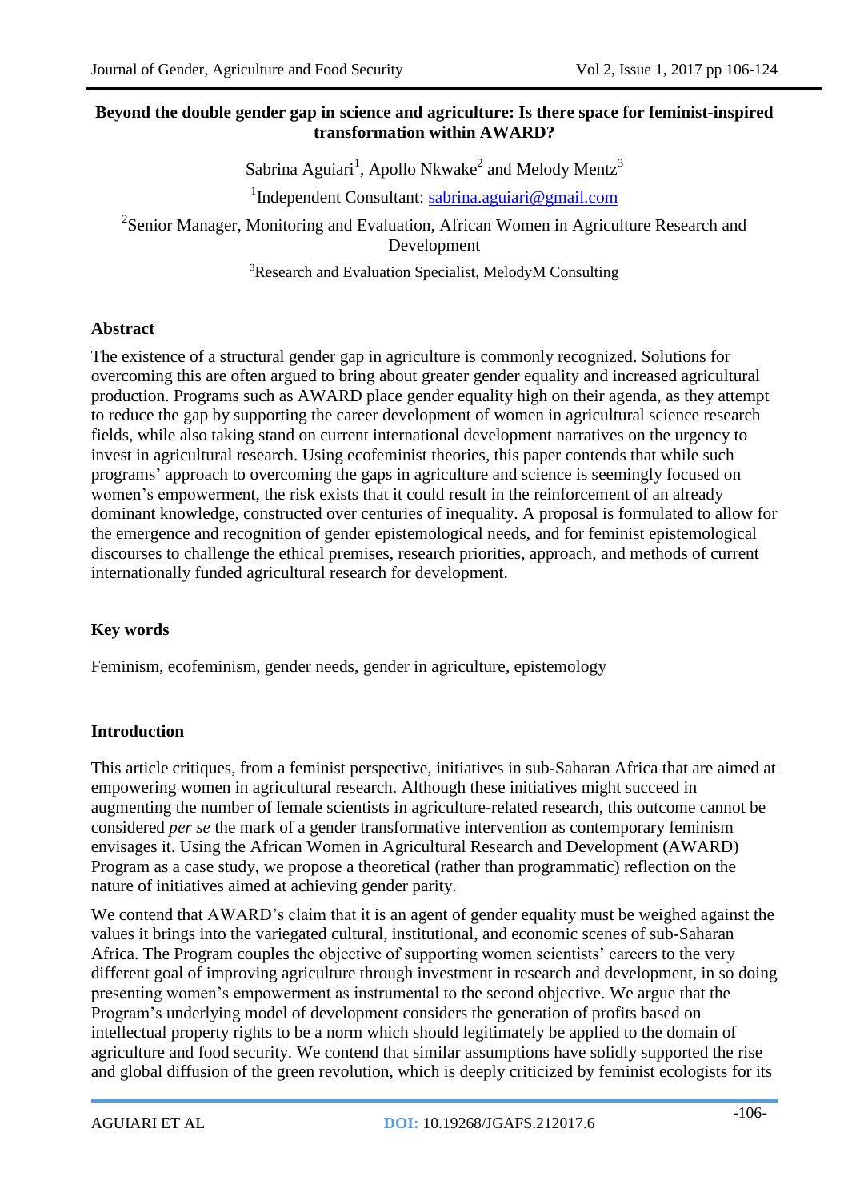# Beyond the double gender gap in science and agriculture: Is there space for feminist-inspired transformation within AWARD?

Sabrina Aguiari[1], Apollo Nkwake[2] and Melody Mentz[3]

[1]Independent Consultant: sabrina.aguiari@gmail.com

[2]Senior Manager, Monitoring and Evaluation, African Women in Agriculture Research and Development

[3]Research and Evaluation Specialist, MelodyM Consulting

## Abstract

The existence of a structural gender gap in agriculture is commonly recognized. Solutions for overcoming this are often argued to bring about greater gender equality and increased agricultural production. Programs such as AWARD place gender equality high on their agenda, as they attempt to reduce the gap by supporting the career development of women in agricultural science research fields, while also taking stand on current international development narratives on the urgency to invest in agricultural research. Using ecofeminist theories, this paper contends that while such programs' approach to overcoming the gaps in agriculture and science is seemingly focused on women's empowerment, the risk exists that it could result in the reinforcement of an already dominant knowledge, constructed over centuries of inequality. A proposal is formulated to allow for the emergence and recognition of gender epistemological needs, and for feminist epistemological discourses to challenge the ethical premises, research priorities, approach, and methods of current internationally funded agricultural research for development.

## Key words

Feminism, ecofeminism, gender needs, gender in agriculture, epistemology

## Introduction

This article critiques, from a feminist perspective, initiatives in sub-Saharan Africa that are aimed at empowering women in agricultural research. Although these initiatives might succeed in augmenting the number of female scientists in agriculture-related research, this outcome cannot be considered *per se* the mark of a gender transformative intervention as contemporary feminism envisages it. Using the African Women in Agricultural Research and Development (AWARD) Program as a case study, we propose a theoretical (rather than programmatic) reflection on the nature of initiatives aimed at achieving gender parity.

We contend that AWARD's claim that it is an agent of gender equality must be weighed against the values it brings into the variegated cultural, institutional, and economic scenes of sub-Saharan Africa. The Program couples the objective of supporting women scientists' careers to the very different goal of improving agriculture through investment in research and development, in so doing presenting women's empowerment as instrumental to the second objective. We argue that the Program's underlying model of development considers the generation of profits based on intellectual property rights to be a norm which should legitimately be applied to the domain of agriculture and food security. We contend that similar assumptions have solidly supported the rise and global diffusion of the green revolution, which is deeply criticized by feminist ecologists for its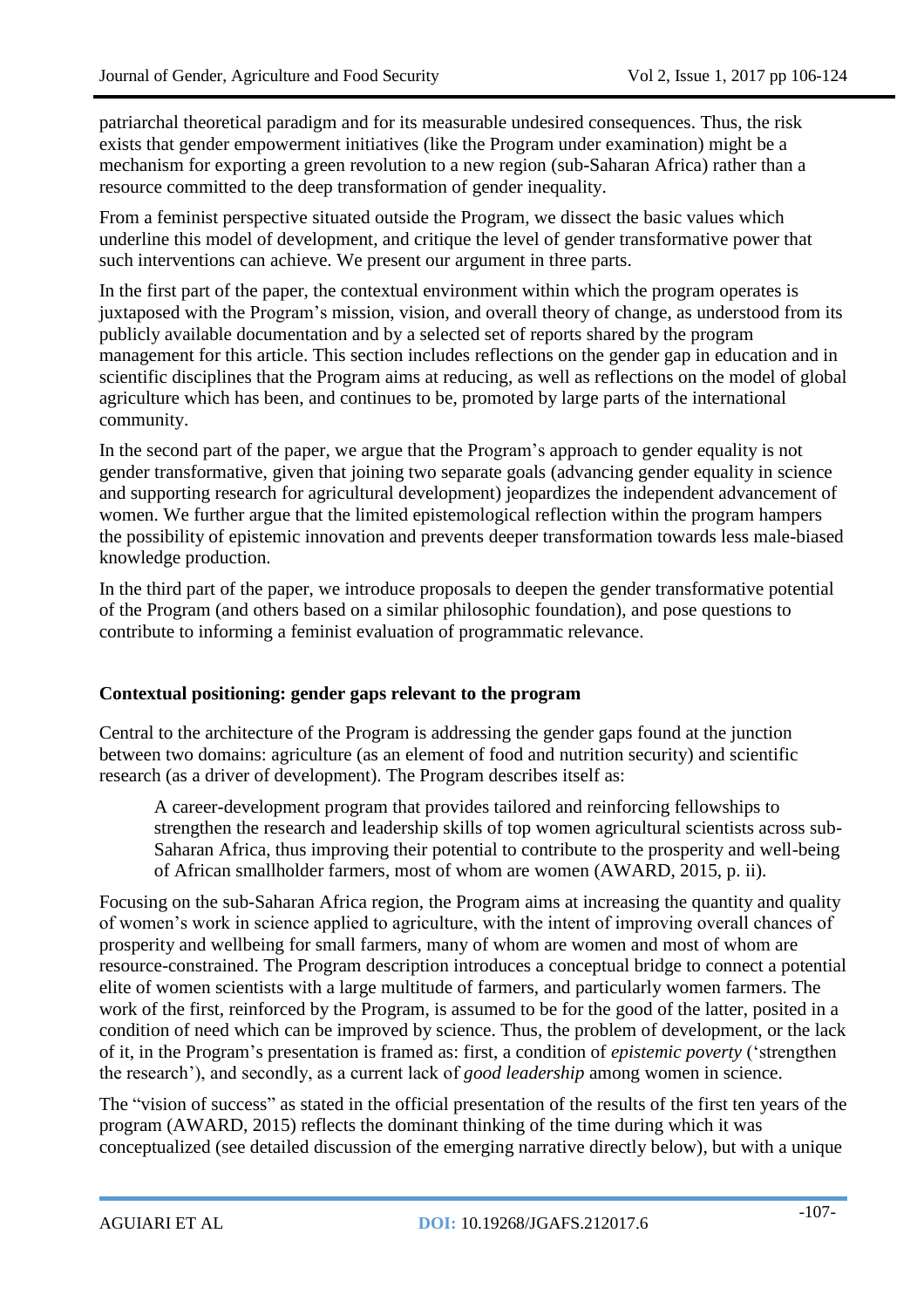patriarchal theoretical paradigm and for its measurable undesired consequences. Thus, the risk exists that gender empowerment initiatives (like the Program under examination) might be a mechanism for exporting a green revolution to a new region (sub-Saharan Africa) rather than a resource committed to the deep transformation of gender inequality.

From a feminist perspective situated outside the Program, we dissect the basic values which underline this model of development, and critique the level of gender transformative power that such interventions can achieve. We present our argument in three parts.

In the first part of the paper, the contextual environment within which the program operates is juxtaposed with the Program's mission, vision, and overall theory of change, as understood from its publicly available documentation and by a selected set of reports shared by the program management for this article. This section includes reflections on the gender gap in education and in scientific disciplines that the Program aims at reducing, as well as reflections on the model of global agriculture which has been, and continues to be, promoted by large parts of the international community.

In the second part of the paper, we argue that the Program's approach to gender equality is not gender transformative, given that joining two separate goals (advancing gender equality in science and supporting research for agricultural development) jeopardizes the independent advancement of women. We further argue that the limited epistemological reflection within the program hampers the possibility of epistemic innovation and prevents deeper transformation towards less male-biased knowledge production.

In the third part of the paper, we introduce proposals to deepen the gender transformative potential of the Program (and others based on a similar philosophic foundation), and pose questions to contribute to informing a feminist evaluation of programmatic relevance.

## Contextual positioning: gender gaps relevant to the program

Central to the architecture of the Program is addressing the gender gaps found at the junction between two domains: agriculture (as an element of food and nutrition security) and scientific research (as a driver of development). The Program describes itself as:

> A career-development program that provides tailored and reinforcing fellowships to strengthen the research and leadership skills of top women agricultural scientists across sub-Saharan Africa, thus improving their potential to contribute to the prosperity and well-being of African smallholder farmers, most of whom are women (AWARD, 2015, p. ii).

Focusing on the sub-Saharan Africa region, the Program aims at increasing the quantity and quality of women's work in science applied to agriculture, with the intent of improving overall chances of prosperity and wellbeing for small farmers, many of whom are women and most of whom are resource-constrained. The Program description introduces a conceptual bridge to connect a potential elite of women scientists with a large multitude of farmers, and particularly women farmers. The work of the first, reinforced by the Program, is assumed to be for the good of the latter, posited in a condition of need which can be improved by science. Thus, the problem of development, or the lack of it, in the Program's presentation is framed as: first, a condition of *epistemic poverty* ('strengthen the research'), and secondly, as a current lack of *good leadership* among women in science.

The "vision of success" as stated in the official presentation of the results of the first ten years of the program (AWARD, 2015) reflects the dominant thinking of the time during which it was conceptualized (see detailed discussion of the emerging narrative directly below), but with a unique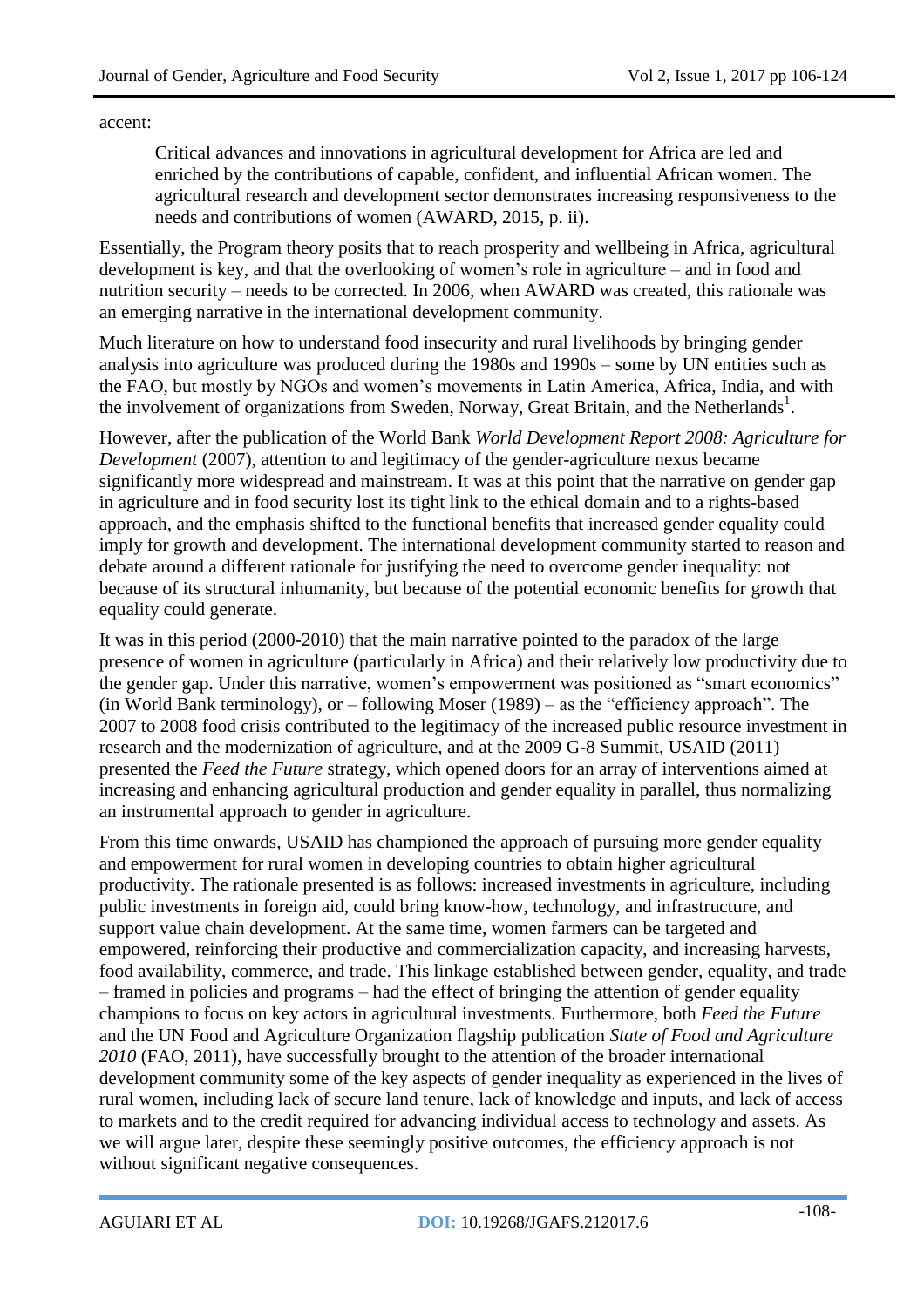accent:

> Critical advances and innovations in agricultural development for Africa are led and enriched by the contributions of capable, confident, and influential African women. The agricultural research and development sector demonstrates increasing responsiveness to the needs and contributions of women (AWARD, 2015, p. ii).

Essentially, the Program theory posits that to reach prosperity and wellbeing in Africa, agricultural development is key, and that the overlooking of women's role in agriculture – and in food and nutrition security – needs to be corrected. In 2006, when AWARD was created, this rationale was an emerging narrative in the international development community.

Much literature on how to understand food insecurity and rural livelihoods by bringing gender analysis into agriculture was produced during the 1980s and 1990s – some by UN entities such as the FAO, but mostly by NGOs and women's movements in Latin America, Africa, India, and with the involvement of organizations from Sweden, Norway, Great Britain, and the Netherlands[1].

However, after the publication of the World Bank *World Development Report 2008: Agriculture for Development* (2007), attention to and legitimacy of the gender-agriculture nexus became significantly more widespread and mainstream. It was at this point that the narrative on gender gap in agriculture and in food security lost its tight link to the ethical domain and to a rights-based approach, and the emphasis shifted to the functional benefits that increased gender equality could imply for growth and development. The international development community started to reason and debate around a different rationale for justifying the need to overcome gender inequality: not because of its structural inhumanity, but because of the potential economic benefits for growth that equality could generate.

It was in this period (2000-2010) that the main narrative pointed to the paradox of the large presence of women in agriculture (particularly in Africa) and their relatively low productivity due to the gender gap. Under this narrative, women's empowerment was positioned as "smart economics" (in World Bank terminology), or – following Moser (1989) – as the "efficiency approach". The 2007 to 2008 food crisis contributed to the legitimacy of the increased public resource investment in research and the modernization of agriculture, and at the 2009 G-8 Summit, USAID (2011) presented the *Feed the Future* strategy, which opened doors for an array of interventions aimed at increasing and enhancing agricultural production and gender equality in parallel, thus normalizing an instrumental approach to gender in agriculture.

From this time onwards, USAID has championed the approach of pursuing more gender equality and empowerment for rural women in developing countries to obtain higher agricultural productivity. The rationale presented is as follows: increased investments in agriculture, including public investments in foreign aid, could bring know-how, technology, and infrastructure, and support value chain development. At the same time, women farmers can be targeted and empowered, reinforcing their productive and commercialization capacity, and increasing harvests, food availability, commerce, and trade. This linkage established between gender, equality, and trade – framed in policies and programs – had the effect of bringing the attention of gender equality champions to focus on key actors in agricultural investments. Furthermore, both *Feed the Future* and the UN Food and Agriculture Organization flagship publication *State of Food and Agriculture 2010* (FAO, 2011), have successfully brought to the attention of the broader international development community some of the key aspects of gender inequality as experienced in the lives of rural women, including lack of secure land tenure, lack of knowledge and inputs, and lack of access to markets and to the credit required for advancing individual access to technology and assets. As we will argue later, despite these seemingly positive outcomes, the efficiency approach is not without significant negative consequences.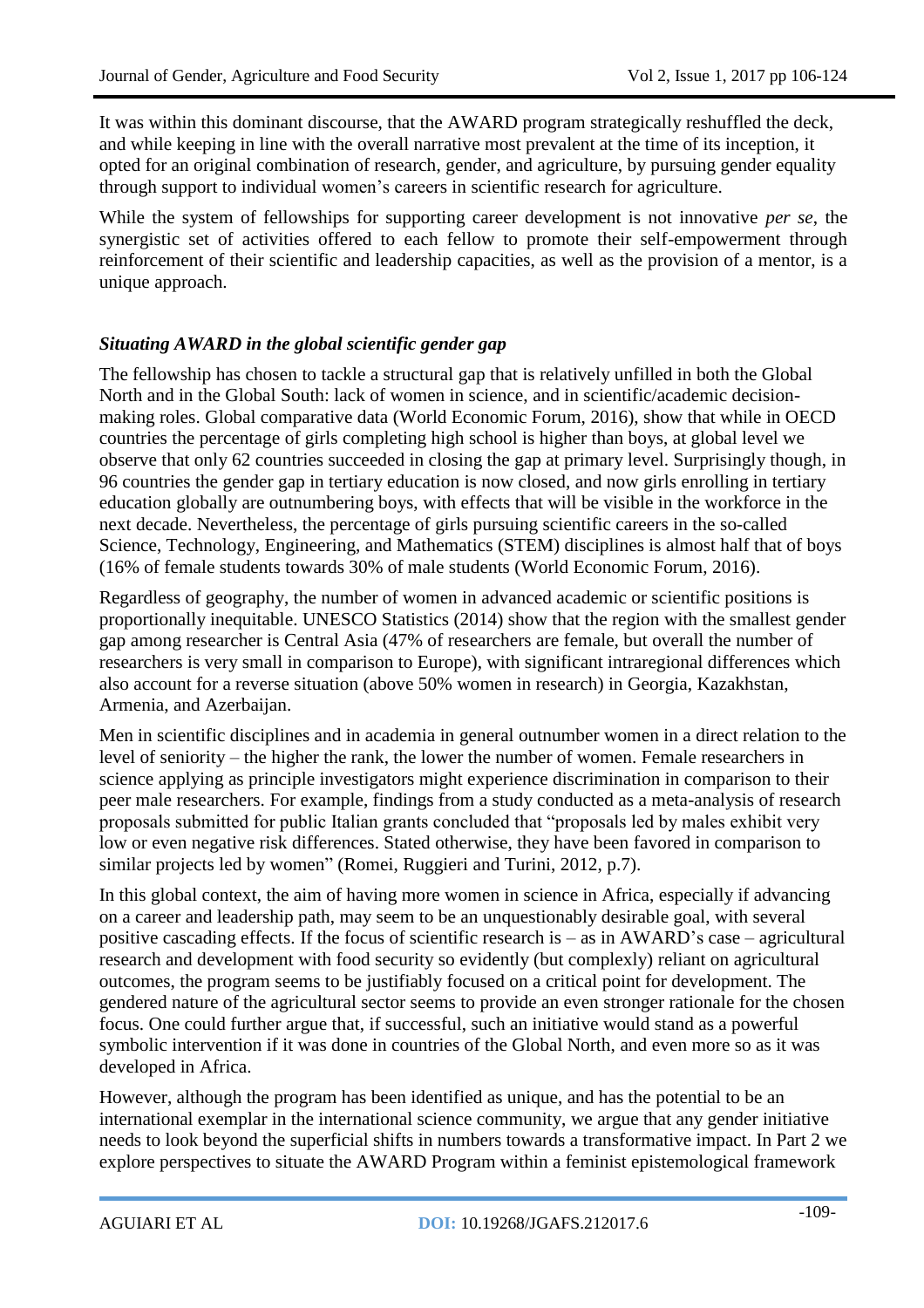It was within this dominant discourse, that the AWARD program strategically reshuffled the deck, and while keeping in line with the overall narrative most prevalent at the time of its inception, it opted for an original combination of research, gender, and agriculture, by pursuing gender equality through support to individual women's careers in scientific research for agriculture.

While the system of fellowships for supporting career development is not innovative *per se*, the synergistic set of activities offered to each fellow to promote their self-empowerment through reinforcement of their scientific and leadership capacities, as well as the provision of a mentor, is a unique approach.

### *Situating AWARD in the global scientific gender gap*

The fellowship has chosen to tackle a structural gap that is relatively unfilled in both the Global North and in the Global South: lack of women in science, and in scientific/academic decision-making roles. Global comparative data (World Economic Forum, 2016), show that while in OECD countries the percentage of girls completing high school is higher than boys, at global level we observe that only 62 countries succeeded in closing the gap at primary level. Surprisingly though, in 96 countries the gender gap in tertiary education is now closed, and now girls enrolling in tertiary education globally are outnumbering boys, with effects that will be visible in the workforce in the next decade. Nevertheless, the percentage of girls pursuing scientific careers in the so-called Science, Technology, Engineering, and Mathematics (STEM) disciplines is almost half that of boys (16% of female students towards 30% of male students (World Economic Forum, 2016).

Regardless of geography, the number of women in advanced academic or scientific positions is proportionally inequitable. UNESCO Statistics (2014) show that the region with the smallest gender gap among researcher is Central Asia (47% of researchers are female, but overall the number of researchers is very small in comparison to Europe), with significant intraregional differences which also account for a reverse situation (above 50% women in research) in Georgia, Kazakhstan, Armenia, and Azerbaijan.

Men in scientific disciplines and in academia in general outnumber women in a direct relation to the level of seniority – the higher the rank, the lower the number of women. Female researchers in science applying as principle investigators might experience discrimination in comparison to their peer male researchers. For example, findings from a study conducted as a meta-analysis of research proposals submitted for public Italian grants concluded that "proposals led by males exhibit very low or even negative risk differences. Stated otherwise, they have been favored in comparison to similar projects led by women" (Romei, Ruggieri and Turini, 2012, p.7).

In this global context, the aim of having more women in science in Africa, especially if advancing on a career and leadership path, may seem to be an unquestionably desirable goal, with several positive cascading effects. If the focus of scientific research is – as in AWARD's case – agricultural research and development with food security so evidently (but complexly) reliant on agricultural outcomes, the program seems to be justifiably focused on a critical point for development. The gendered nature of the agricultural sector seems to provide an even stronger rationale for the chosen focus. One could further argue that, if successful, such an initiative would stand as a powerful symbolic intervention if it was done in countries of the Global North, and even more so as it was developed in Africa.

However, although the program has been identified as unique, and has the potential to be an international exemplar in the international science community, we argue that any gender initiative needs to look beyond the superficial shifts in numbers towards a transformative impact. In Part 2 we explore perspectives to situate the AWARD Program within a feminist epistemological framework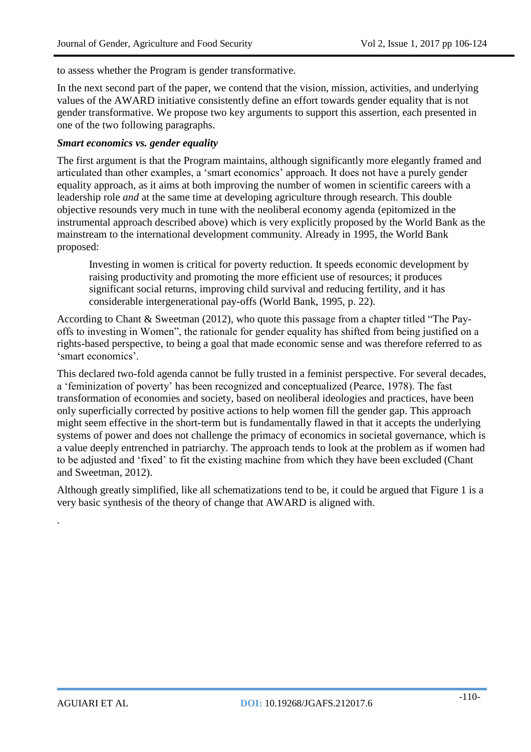to assess whether the Program is gender transformative.

In the next second part of the paper, we contend that the vision, mission, activities, and underlying values of the AWARD initiative consistently define an effort towards gender equality that is not gender transformative. We propose two key arguments to support this assertion, each presented in one of the two following paragraphs.

***Smart economics vs. gender equality***

The first argument is that the Program maintains, although significantly more elegantly framed and articulated than other examples, a 'smart economics' approach. It does not have a purely gender equality approach, as it aims at both improving the number of women in scientific careers with a leadership role *and* at the same time at developing agriculture through research. This double objective resounds very much in tune with the neoliberal economy agenda (epitomized in the instrumental approach described above) which is very explicitly proposed by the World Bank as the mainstream to the international development community. Already in 1995, the World Bank proposed:

> Investing in women is critical for poverty reduction. It speeds economic development by raising productivity and promoting the more efficient use of resources; it produces significant social returns, improving child survival and reducing fertility, and it has considerable intergenerational pay-offs (World Bank, 1995, p. 22).

According to Chant & Sweetman (2012), who quote this passage from a chapter titled "The Pay-offs to investing in Women", the rationale for gender equality has shifted from being justified on a rights-based perspective, to being a goal that made economic sense and was therefore referred to as 'smart economics'.

This declared two-fold agenda cannot be fully trusted in a feminist perspective. For several decades, a 'feminization of poverty' has been recognized and conceptualized (Pearce, 1978). The fast transformation of economies and society, based on neoliberal ideologies and practices, have been only superficially corrected by positive actions to help women fill the gender gap. This approach might seem effective in the short-term but is fundamentally flawed in that it accepts the underlying systems of power and does not challenge the primacy of economics in societal governance, which is a value deeply entrenched in patriarchy. The approach tends to look at the problem as if women had to be adjusted and 'fixed' to fit the existing machine from which they have been excluded (Chant and Sweetman, 2012).

Although greatly simplified, like all schematizations tend to be, it could be argued that Figure 1 is a very basic synthesis of the theory of change that AWARD is aligned with.

.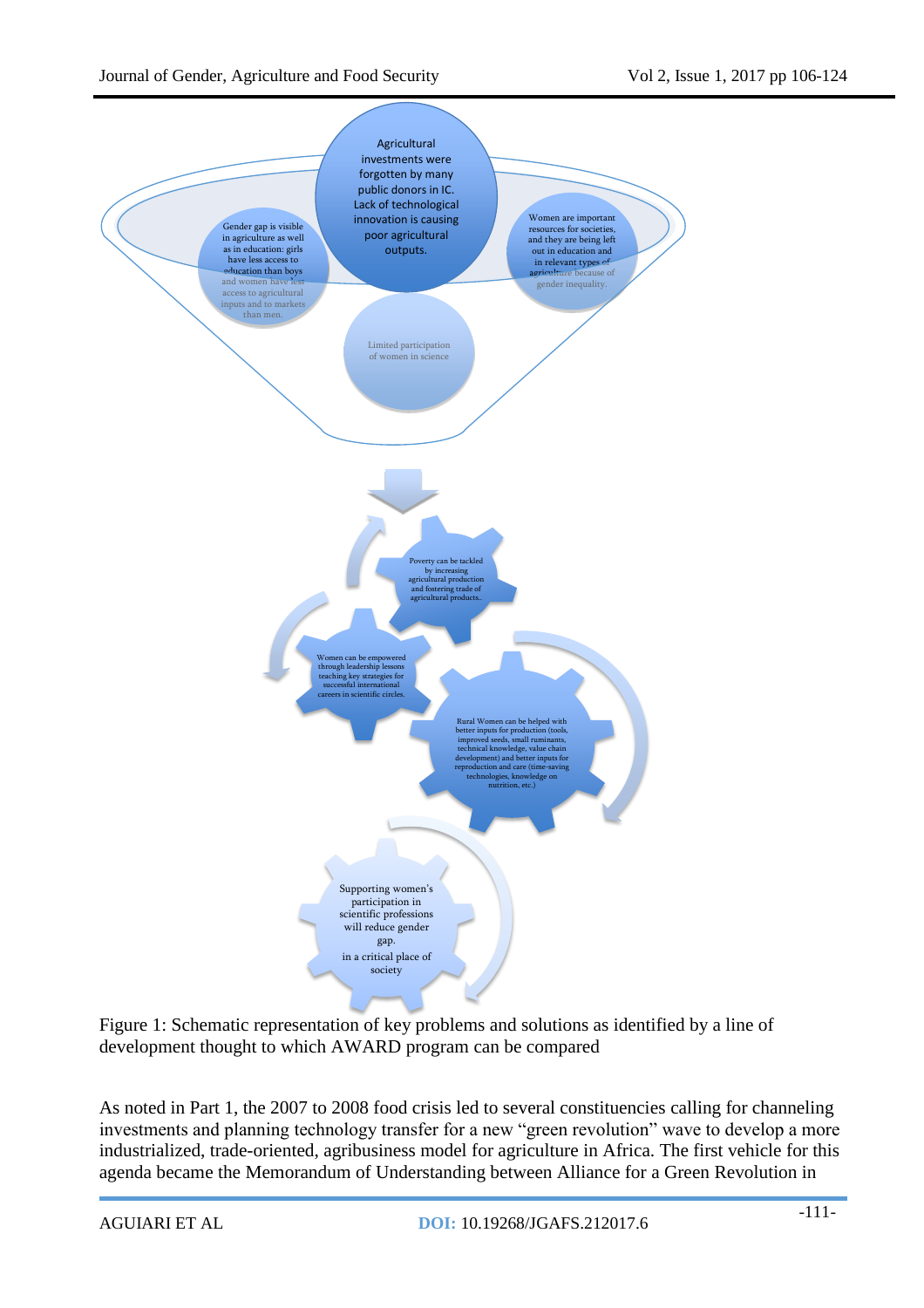Agricultural investments were forgotten by many public donors in IC. Lack of technological innovation is causing poor agricultural outputs.

Gender gap is visible in agriculture as well as in education: girls have less access to education than boys and women have less access to agricultural inputs and to markets than men.

Women are important resources for societies, and they are being left out in education and in relevant types of agriculture because of gender inequality.

Limited participation of women in science

Poverty can be tackled by increasing agricultural production and fostering trade of agricultural products.

Women can be empowered through leadership lessons teaching key strategies for successful international careers in scientific circles.

Rural Women can be helped with better inputs for production (tools, improved seeds, small ruminants, technical knowledge, value chain development) and better inputs for reproduction and care (time-saving technologies, knowledge on nutrition, etc.)

Supporting women's participation in scientific professions will reduce gender gap.

in a critical place of society

Figure 1: Schematic representation of key problems and solutions as identified by a line of development thought to which AWARD program can be compared

As noted in Part 1, the 2007 to 2008 food crisis led to several constituencies calling for channeling investments and planning technology transfer for a new "green revolution" wave to develop a more industrialized, trade-oriented, agribusiness model for agriculture in Africa. The first vehicle for this agenda became the Memorandum of Understanding between Alliance for a Green Revolution in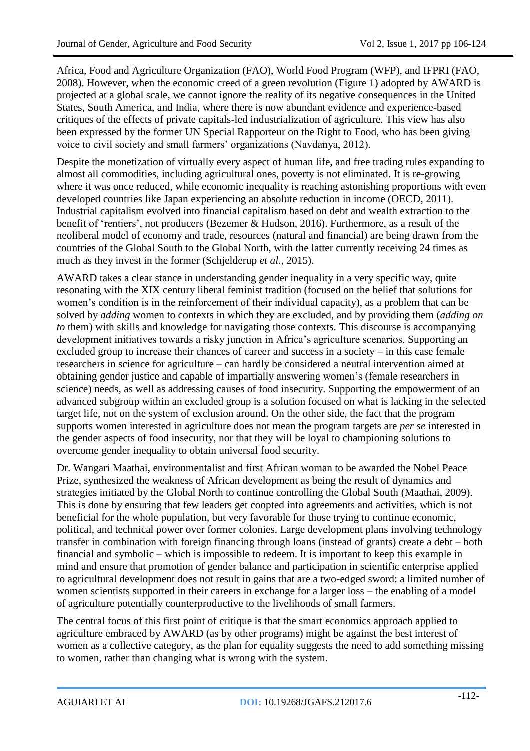Africa, Food and Agriculture Organization (FAO), World Food Program (WFP), and IFPRI (FAO, 2008). However, when the economic creed of a green revolution (Figure 1) adopted by AWARD is projected at a global scale, we cannot ignore the reality of its negative consequences in the United States, South America, and India, where there is now abundant evidence and experience-based critiques of the effects of private capitals-led industrialization of agriculture. This view has also been expressed by the former UN Special Rapporteur on the Right to Food, who has been giving voice to civil society and small farmers' organizations (Navdanya, 2012).

Despite the monetization of virtually every aspect of human life, and free trading rules expanding to almost all commodities, including agricultural ones, poverty is not eliminated. It is re-growing where it was once reduced, while economic inequality is reaching astonishing proportions with even developed countries like Japan experiencing an absolute reduction in income (OECD, 2011). Industrial capitalism evolved into financial capitalism based on debt and wealth extraction to the benefit of 'rentiers', not producers (Bezemer & Hudson, 2016). Furthermore, as a result of the neoliberal model of economy and trade, resources (natural and financial) are being drawn from the countries of the Global South to the Global North, with the latter currently receiving 24 times as much as they invest in the former (Schjelderup *et al*., 2015).

AWARD takes a clear stance in understanding gender inequality in a very specific way, quite resonating with the XIX century liberal feminist tradition (focused on the belief that solutions for women's condition is in the reinforcement of their individual capacity), as a problem that can be solved by *adding* women to contexts in which they are excluded, and by providing them (*adding on to* them) with skills and knowledge for navigating those contexts. This discourse is accompanying development initiatives towards a risky junction in Africa's agriculture scenarios. Supporting an excluded group to increase their chances of career and success in a society – in this case female researchers in science for agriculture – can hardly be considered a neutral intervention aimed at obtaining gender justice and capable of impartially answering women's (female researchers in science) needs, as well as addressing causes of food insecurity. Supporting the empowerment of an advanced subgroup within an excluded group is a solution focused on what is lacking in the selected target life, not on the system of exclusion around. On the other side, the fact that the program supports women interested in agriculture does not mean the program targets are *per se* interested in the gender aspects of food insecurity, nor that they will be loyal to championing solutions to overcome gender inequality to obtain universal food security.

Dr. Wangari Maathai, environmentalist and first African woman to be awarded the Nobel Peace Prize, synthesized the weakness of African development as being the result of dynamics and strategies initiated by the Global North to continue controlling the Global South (Maathai, 2009). This is done by ensuring that few leaders get coopted into agreements and activities, which is not beneficial for the whole population, but very favorable for those trying to continue economic, political, and technical power over former colonies. Large development plans involving technology transfer in combination with foreign financing through loans (instead of grants) create a debt – both financial and symbolic – which is impossible to redeem. It is important to keep this example in mind and ensure that promotion of gender balance and participation in scientific enterprise applied to agricultural development does not result in gains that are a two-edged sword: a limited number of women scientists supported in their careers in exchange for a larger loss – the enabling of a model of agriculture potentially counterproductive to the livelihoods of small farmers.

The central focus of this first point of critique is that the smart economics approach applied to agriculture embraced by AWARD (as by other programs) might be against the best interest of women as a collective category, as the plan for equality suggests the need to add something missing to women, rather than changing what is wrong with the system.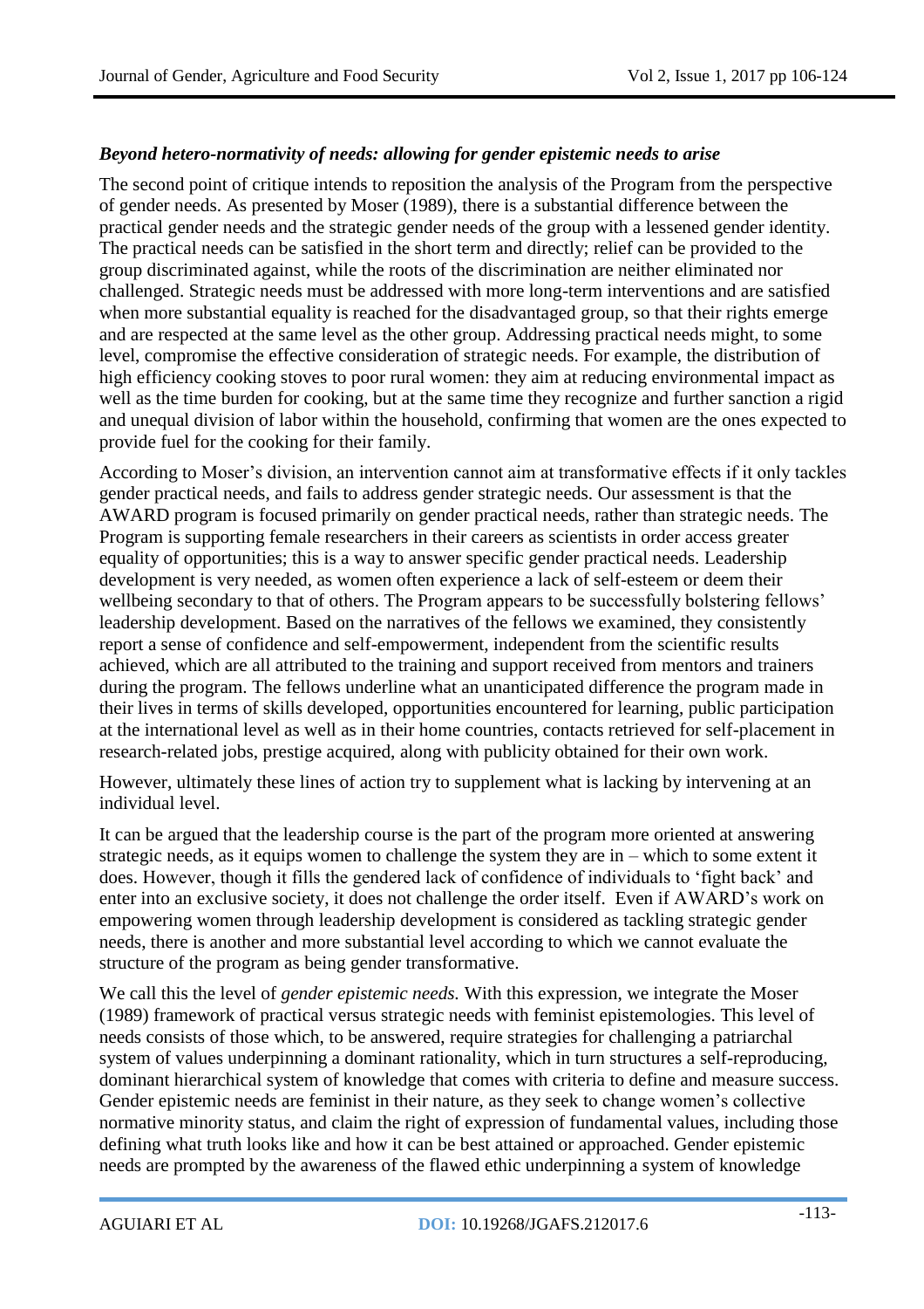### *Beyond hetero-normativity of needs: allowing for gender epistemic needs to arise*

The second point of critique intends to reposition the analysis of the Program from the perspective of gender needs. As presented by Moser (1989), there is a substantial difference between the practical gender needs and the strategic gender needs of the group with a lessened gender identity. The practical needs can be satisfied in the short term and directly; relief can be provided to the group discriminated against, while the roots of the discrimination are neither eliminated nor challenged. Strategic needs must be addressed with more long-term interventions and are satisfied when more substantial equality is reached for the disadvantaged group, so that their rights emerge and are respected at the same level as the other group. Addressing practical needs might, to some level, compromise the effective consideration of strategic needs. For example, the distribution of high efficiency cooking stoves to poor rural women: they aim at reducing environmental impact as well as the time burden for cooking, but at the same time they recognize and further sanction a rigid and unequal division of labor within the household, confirming that women are the ones expected to provide fuel for the cooking for their family.

According to Moser's division, an intervention cannot aim at transformative effects if it only tackles gender practical needs, and fails to address gender strategic needs. Our assessment is that the AWARD program is focused primarily on gender practical needs, rather than strategic needs. The Program is supporting female researchers in their careers as scientists in order access greater equality of opportunities; this is a way to answer specific gender practical needs. Leadership development is very needed, as women often experience a lack of self-esteem or deem their wellbeing secondary to that of others. The Program appears to be successfully bolstering fellows' leadership development. Based on the narratives of the fellows we examined, they consistently report a sense of confidence and self-empowerment, independent from the scientific results achieved, which are all attributed to the training and support received from mentors and trainers during the program. The fellows underline what an unanticipated difference the program made in their lives in terms of skills developed, opportunities encountered for learning, public participation at the international level as well as in their home countries, contacts retrieved for self-placement in research-related jobs, prestige acquired, along with publicity obtained for their own work.

However, ultimately these lines of action try to supplement what is lacking by intervening at an individual level.

It can be argued that the leadership course is the part of the program more oriented at answering strategic needs, as it equips women to challenge the system they are in – which to some extent it does. However, though it fills the gendered lack of confidence of individuals to 'fight back' and enter into an exclusive society, it does not challenge the order itself. Even if AWARD's work on empowering women through leadership development is considered as tackling strategic gender needs, there is another and more substantial level according to which we cannot evaluate the structure of the program as being gender transformative.

We call this the level of *gender epistemic needs.* With this expression, we integrate the Moser (1989) framework of practical versus strategic needs with feminist epistemologies. This level of needs consists of those which, to be answered, require strategies for challenging a patriarchal system of values underpinning a dominant rationality, which in turn structures a self-reproducing, dominant hierarchical system of knowledge that comes with criteria to define and measure success. Gender epistemic needs are feminist in their nature, as they seek to change women's collective normative minority status, and claim the right of expression of fundamental values, including those defining what truth looks like and how it can be best attained or approached. Gender epistemic needs are prompted by the awareness of the flawed ethic underpinning a system of knowledge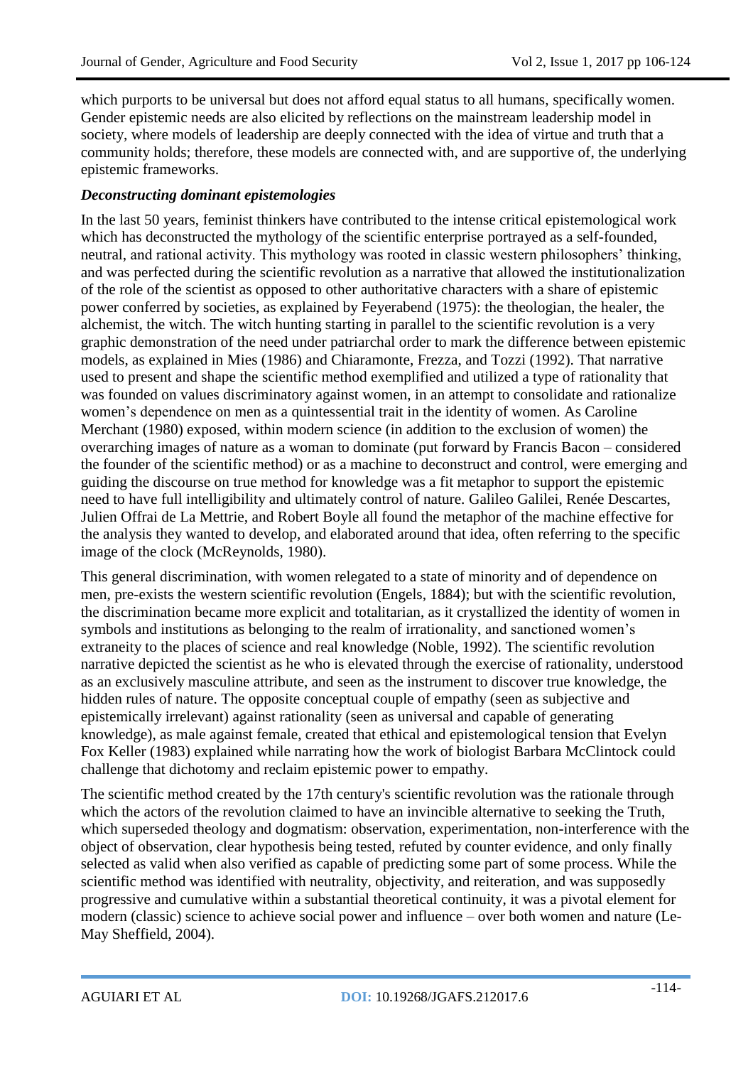which purports to be universal but does not afford equal status to all humans, specifically women. Gender epistemic needs are also elicited by reflections on the mainstream leadership model in society, where models of leadership are deeply connected with the idea of virtue and truth that a community holds; therefore, these models are connected with, and are supportive of, the underlying epistemic frameworks.

***Deconstructing dominant epistemologies***

In the last 50 years, feminist thinkers have contributed to the intense critical epistemological work which has deconstructed the mythology of the scientific enterprise portrayed as a self-founded, neutral, and rational activity. This mythology was rooted in classic western philosophers' thinking, and was perfected during the scientific revolution as a narrative that allowed the institutionalization of the role of the scientist as opposed to other authoritative characters with a share of epistemic power conferred by societies, as explained by Feyerabend (1975): the theologian, the healer, the alchemist, the witch. The witch hunting starting in parallel to the scientific revolution is a very graphic demonstration of the need under patriarchal order to mark the difference between epistemic models, as explained in Mies (1986) and Chiaramonte, Frezza, and Tozzi (1992). That narrative used to present and shape the scientific method exemplified and utilized a type of rationality that was founded on values discriminatory against women, in an attempt to consolidate and rationalize women's dependence on men as a quintessential trait in the identity of women. As Caroline Merchant (1980) exposed, within modern science (in addition to the exclusion of women) the overarching images of nature as a woman to dominate (put forward by Francis Bacon – considered the founder of the scientific method) or as a machine to deconstruct and control, were emerging and guiding the discourse on true method for knowledge was a fit metaphor to support the epistemic need to have full intelligibility and ultimately control of nature. Galileo Galilei, Renée Descartes, Julien Offrai de La Mettrie, and Robert Boyle all found the metaphor of the machine effective for the analysis they wanted to develop, and elaborated around that idea, often referring to the specific image of the clock (McReynolds, 1980).

This general discrimination, with women relegated to a state of minority and of dependence on men, pre-exists the western scientific revolution (Engels, 1884); but with the scientific revolution, the discrimination became more explicit and totalitarian, as it crystallized the identity of women in symbols and institutions as belonging to the realm of irrationality, and sanctioned women's extraneity to the places of science and real knowledge (Noble, 1992). The scientific revolution narrative depicted the scientist as he who is elevated through the exercise of rationality, understood as an exclusively masculine attribute, and seen as the instrument to discover true knowledge, the hidden rules of nature. The opposite conceptual couple of empathy (seen as subjective and epistemically irrelevant) against rationality (seen as universal and capable of generating knowledge), as male against female, created that ethical and epistemological tension that Evelyn Fox Keller (1983) explained while narrating how the work of biologist Barbara McClintock could challenge that dichotomy and reclaim epistemic power to empathy.

The scientific method created by the 17th century's scientific revolution was the rationale through which the actors of the revolution claimed to have an invincible alternative to seeking the Truth, which superseded theology and dogmatism: observation, experimentation, non-interference with the object of observation, clear hypothesis being tested, refuted by counter evidence, and only finally selected as valid when also verified as capable of predicting some part of some process. While the scientific method was identified with neutrality, objectivity, and reiteration, and was supposedly progressive and cumulative within a substantial theoretical continuity, it was a pivotal element for modern (classic) science to achieve social power and influence – over both women and nature (Le-May Sheffield, 2004).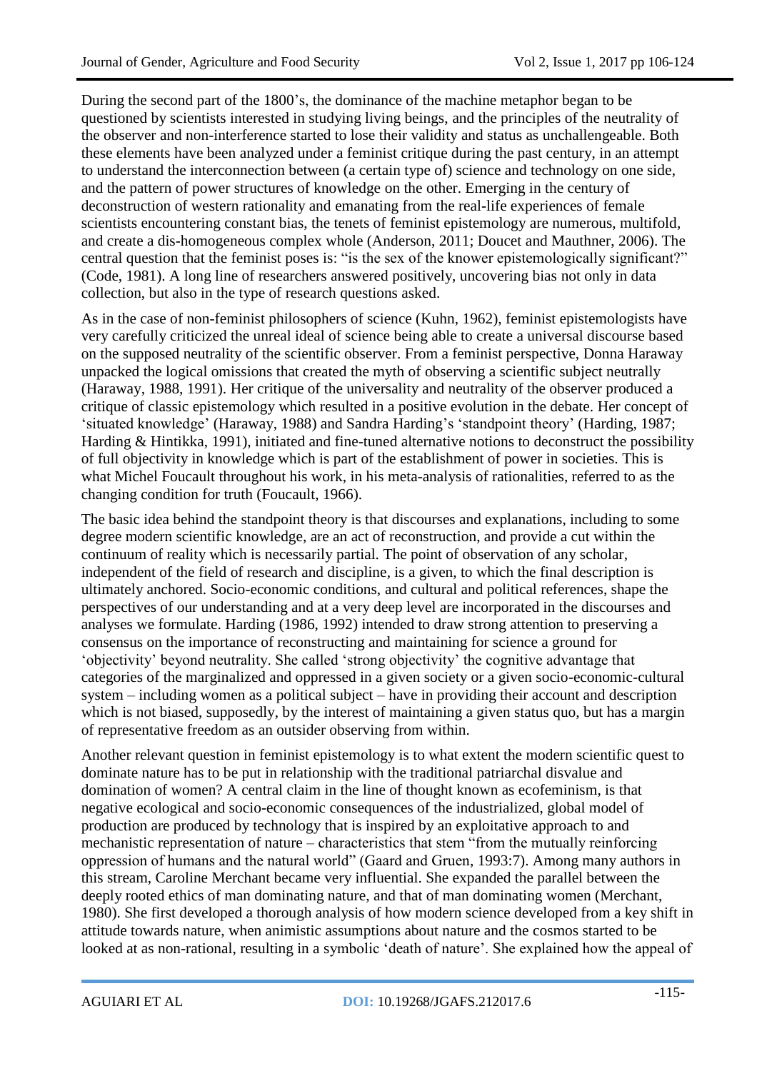During the second part of the 1800's, the dominance of the machine metaphor began to be questioned by scientists interested in studying living beings, and the principles of the neutrality of the observer and non-interference started to lose their validity and status as unchallengeable. Both these elements have been analyzed under a feminist critique during the past century, in an attempt to understand the interconnection between (a certain type of) science and technology on one side, and the pattern of power structures of knowledge on the other. Emerging in the century of deconstruction of western rationality and emanating from the real-life experiences of female scientists encountering constant bias, the tenets of feminist epistemology are numerous, multifold, and create a dis-homogeneous complex whole (Anderson, 2011; Doucet and Mauthner, 2006). The central question that the feminist poses is: "is the sex of the knower epistemologically significant?" (Code, 1981). A long line of researchers answered positively, uncovering bias not only in data collection, but also in the type of research questions asked.

As in the case of non-feminist philosophers of science (Kuhn, 1962), feminist epistemologists have very carefully criticized the unreal ideal of science being able to create a universal discourse based on the supposed neutrality of the scientific observer. From a feminist perspective, Donna Haraway unpacked the logical omissions that created the myth of observing a scientific subject neutrally (Haraway, 1988, 1991). Her critique of the universality and neutrality of the observer produced a critique of classic epistemology which resulted in a positive evolution in the debate. Her concept of 'situated knowledge' (Haraway, 1988) and Sandra Harding's 'standpoint theory' (Harding, 1987; Harding & Hintikka, 1991), initiated and fine-tuned alternative notions to deconstruct the possibility of full objectivity in knowledge which is part of the establishment of power in societies. This is what Michel Foucault throughout his work, in his meta-analysis of rationalities, referred to as the changing condition for truth (Foucault, 1966).

The basic idea behind the standpoint theory is that discourses and explanations, including to some degree modern scientific knowledge, are an act of reconstruction, and provide a cut within the continuum of reality which is necessarily partial. The point of observation of any scholar, independent of the field of research and discipline, is a given, to which the final description is ultimately anchored. Socio-economic conditions, and cultural and political references, shape the perspectives of our understanding and at a very deep level are incorporated in the discourses and analyses we formulate. Harding (1986, 1992) intended to draw strong attention to preserving a consensus on the importance of reconstructing and maintaining for science a ground for 'objectivity' beyond neutrality. She called 'strong objectivity' the cognitive advantage that categories of the marginalized and oppressed in a given society or a given socio-economic-cultural system – including women as a political subject – have in providing their account and description which is not biased, supposedly, by the interest of maintaining a given status quo, but has a margin of representative freedom as an outsider observing from within.

Another relevant question in feminist epistemology is to what extent the modern scientific quest to dominate nature has to be put in relationship with the traditional patriarchal disvalue and domination of women? A central claim in the line of thought known as ecofeminism, is that negative ecological and socio-economic consequences of the industrialized, global model of production are produced by technology that is inspired by an exploitative approach to and mechanistic representation of nature – characteristics that stem "from the mutually reinforcing oppression of humans and the natural world" (Gaard and Gruen, 1993:7). Among many authors in this stream, Caroline Merchant became very influential. She expanded the parallel between the deeply rooted ethics of man dominating nature, and that of man dominating women (Merchant, 1980). She first developed a thorough analysis of how modern science developed from a key shift in attitude towards nature, when animistic assumptions about nature and the cosmos started to be looked at as non-rational, resulting in a symbolic 'death of nature'. She explained how the appeal of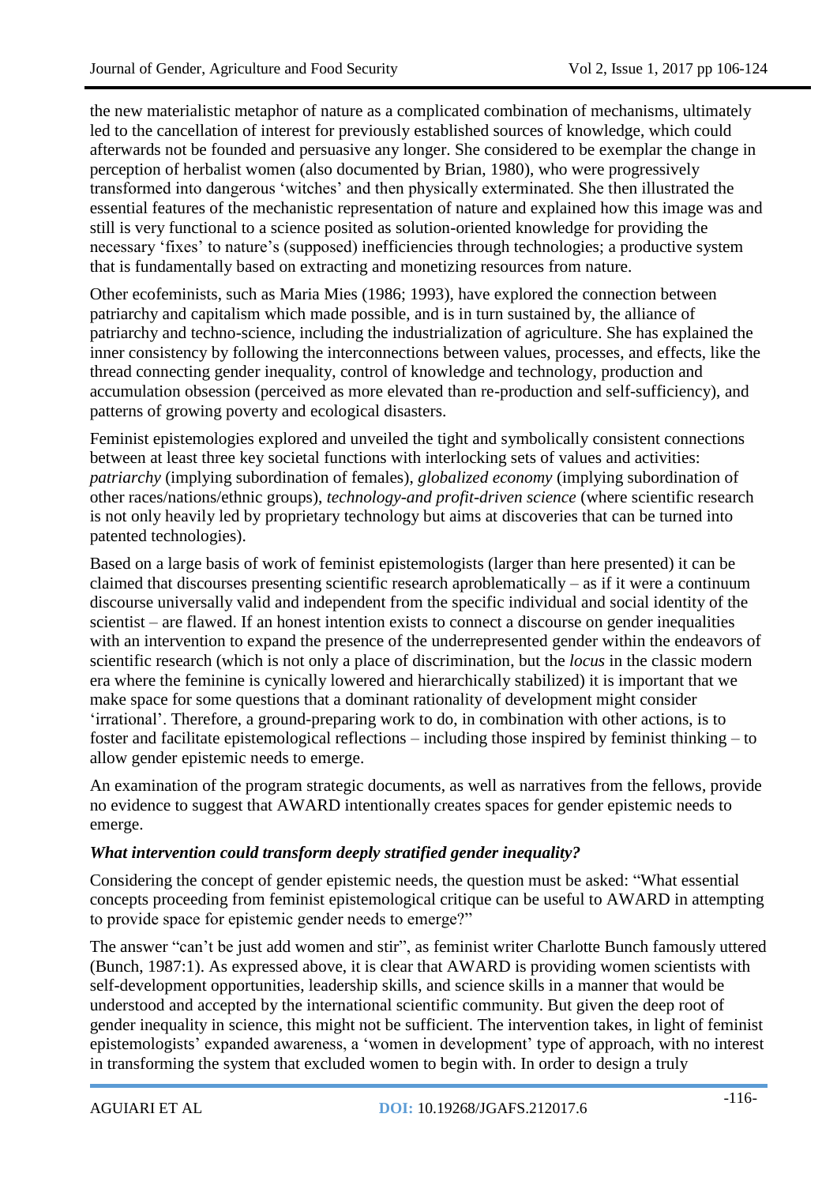the new materialistic metaphor of nature as a complicated combination of mechanisms, ultimately led to the cancellation of interest for previously established sources of knowledge, which could afterwards not be founded and persuasive any longer. She considered to be exemplar the change in perception of herbalist women (also documented by Brian, 1980), who were progressively transformed into dangerous 'witches' and then physically exterminated. She then illustrated the essential features of the mechanistic representation of nature and explained how this image was and still is very functional to a science posited as solution-oriented knowledge for providing the necessary 'fixes' to nature's (supposed) inefficiencies through technologies; a productive system that is fundamentally based on extracting and monetizing resources from nature.

Other ecofeminists, such as Maria Mies (1986; 1993), have explored the connection between patriarchy and capitalism which made possible, and is in turn sustained by, the alliance of patriarchy and techno-science, including the industrialization of agriculture. She has explained the inner consistency by following the interconnections between values, processes, and effects, like the thread connecting gender inequality, control of knowledge and technology, production and accumulation obsession (perceived as more elevated than re-production and self-sufficiency), and patterns of growing poverty and ecological disasters.

Feminist epistemologies explored and unveiled the tight and symbolically consistent connections between at least three key societal functions with interlocking sets of values and activities: *patriarchy* (implying subordination of females), *globalized economy* (implying subordination of other races/nations/ethnic groups), *technology-and profit-driven science* (where scientific research is not only heavily led by proprietary technology but aims at discoveries that can be turned into patented technologies).

Based on a large basis of work of feminist epistemologists (larger than here presented) it can be claimed that discourses presenting scientific research aproblematically – as if it were a continuum discourse universally valid and independent from the specific individual and social identity of the scientist – are flawed. If an honest intention exists to connect a discourse on gender inequalities with an intervention to expand the presence of the underrepresented gender within the endeavors of scientific research (which is not only a place of discrimination, but the *locus* in the classic modern era where the feminine is cynically lowered and hierarchically stabilized) it is important that we make space for some questions that a dominant rationality of development might consider 'irrational'. Therefore, a ground-preparing work to do, in combination with other actions, is to foster and facilitate epistemological reflections – including those inspired by feminist thinking – to allow gender epistemic needs to emerge.

An examination of the program strategic documents, as well as narratives from the fellows, provide no evidence to suggest that AWARD intentionally creates spaces for gender epistemic needs to emerge.

***What intervention could transform deeply stratified gender inequality?***

Considering the concept of gender epistemic needs, the question must be asked: "What essential concepts proceeding from feminist epistemological critique can be useful to AWARD in attempting to provide space for epistemic gender needs to emerge?"

The answer "can't be just add women and stir", as feminist writer Charlotte Bunch famously uttered (Bunch, 1987:1). As expressed above, it is clear that AWARD is providing women scientists with self-development opportunities, leadership skills, and science skills in a manner that would be understood and accepted by the international scientific community. But given the deep root of gender inequality in science, this might not be sufficient. The intervention takes, in light of feminist epistemologists' expanded awareness, a 'women in development' type of approach, with no interest in transforming the system that excluded women to begin with. In order to design a truly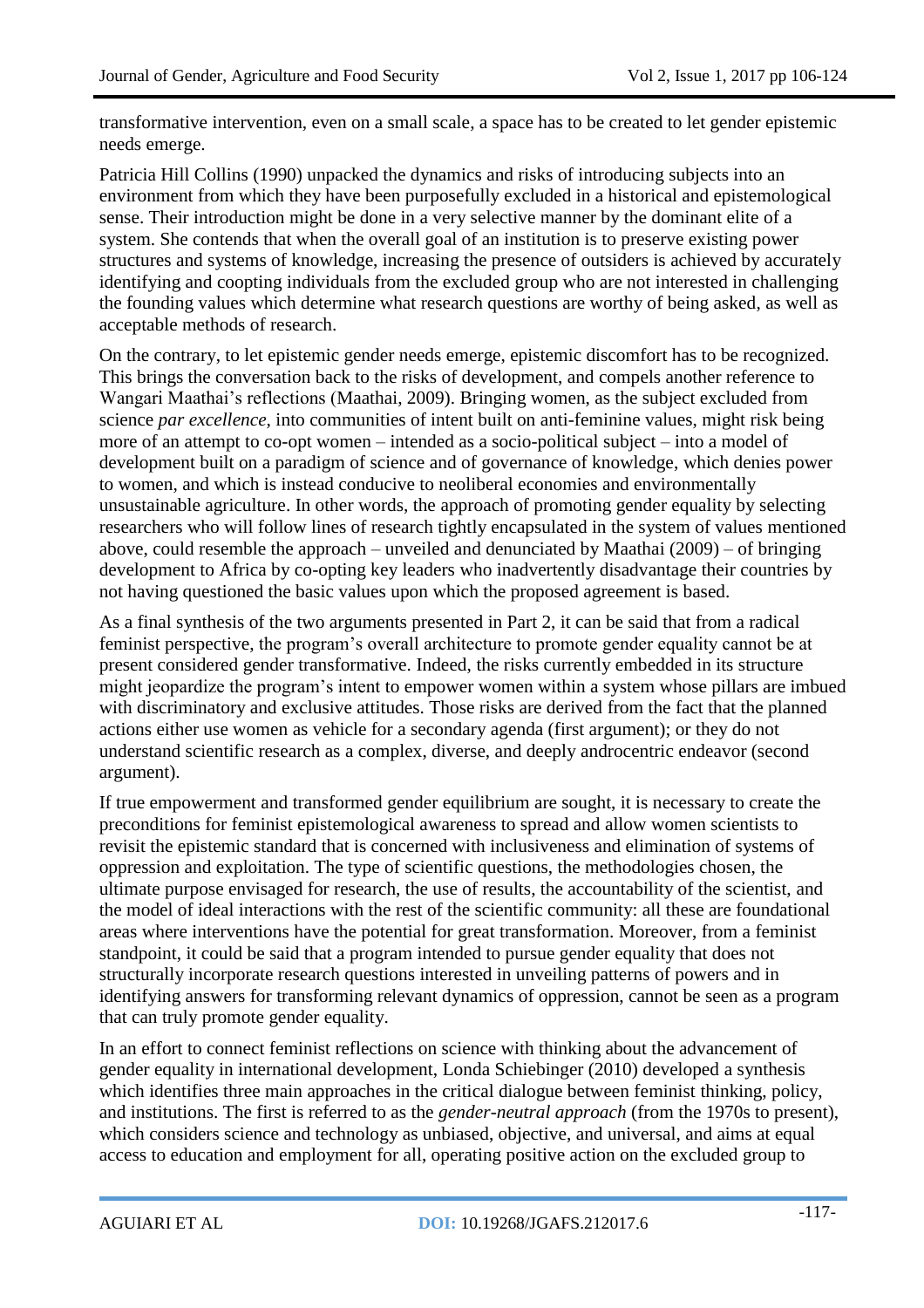transformative intervention, even on a small scale, a space has to be created to let gender epistemic needs emerge.

Patricia Hill Collins (1990) unpacked the dynamics and risks of introducing subjects into an environment from which they have been purposefully excluded in a historical and epistemological sense. Their introduction might be done in a very selective manner by the dominant elite of a system. She contends that when the overall goal of an institution is to preserve existing power structures and systems of knowledge, increasing the presence of outsiders is achieved by accurately identifying and coopting individuals from the excluded group who are not interested in challenging the founding values which determine what research questions are worthy of being asked, as well as acceptable methods of research.

On the contrary, to let epistemic gender needs emerge, epistemic discomfort has to be recognized. This brings the conversation back to the risks of development, and compels another reference to Wangari Maathai's reflections (Maathai, 2009). Bringing women, as the subject excluded from science *par excellence*, into communities of intent built on anti-feminine values, might risk being more of an attempt to co-opt women – intended as a socio-political subject – into a model of development built on a paradigm of science and of governance of knowledge, which denies power to women, and which is instead conducive to neoliberal economies and environmentally unsustainable agriculture. In other words, the approach of promoting gender equality by selecting researchers who will follow lines of research tightly encapsulated in the system of values mentioned above, could resemble the approach – unveiled and denunciated by Maathai (2009) – of bringing development to Africa by co-opting key leaders who inadvertently disadvantage their countries by not having questioned the basic values upon which the proposed agreement is based.

As a final synthesis of the two arguments presented in Part 2, it can be said that from a radical feminist perspective, the program's overall architecture to promote gender equality cannot be at present considered gender transformative. Indeed, the risks currently embedded in its structure might jeopardize the program's intent to empower women within a system whose pillars are imbued with discriminatory and exclusive attitudes. Those risks are derived from the fact that the planned actions either use women as vehicle for a secondary agenda (first argument); or they do not understand scientific research as a complex, diverse, and deeply androcentric endeavor (second argument).

If true empowerment and transformed gender equilibrium are sought, it is necessary to create the preconditions for feminist epistemological awareness to spread and allow women scientists to revisit the epistemic standard that is concerned with inclusiveness and elimination of systems of oppression and exploitation. The type of scientific questions, the methodologies chosen, the ultimate purpose envisaged for research, the use of results, the accountability of the scientist, and the model of ideal interactions with the rest of the scientific community: all these are foundational areas where interventions have the potential for great transformation. Moreover, from a feminist standpoint, it could be said that a program intended to pursue gender equality that does not structurally incorporate research questions interested in unveiling patterns of powers and in identifying answers for transforming relevant dynamics of oppression, cannot be seen as a program that can truly promote gender equality.

In an effort to connect feminist reflections on science with thinking about the advancement of gender equality in international development, Londa Schiebinger (2010) developed a synthesis which identifies three main approaches in the critical dialogue between feminist thinking, policy, and institutions. The first is referred to as the *gender-neutral approach* (from the 1970s to present), which considers science and technology as unbiased, objective, and universal, and aims at equal access to education and employment for all, operating positive action on the excluded group to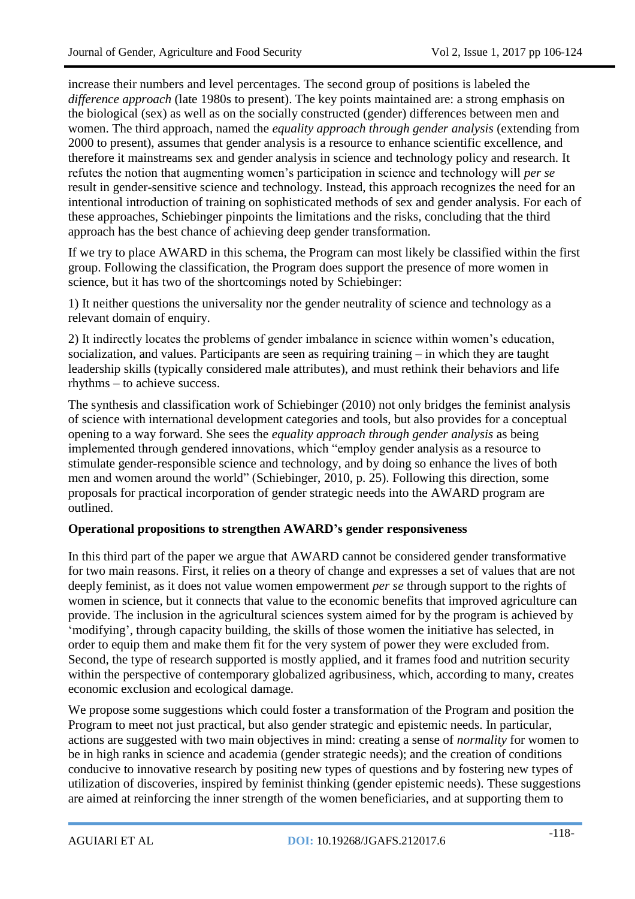increase their numbers and level percentages. The second group of positions is labeled the *difference approach* (late 1980s to present). The key points maintained are: a strong emphasis on the biological (sex) as well as on the socially constructed (gender) differences between men and women. The third approach, named the *equality approach through gender analysis* (extending from 2000 to present), assumes that gender analysis is a resource to enhance scientific excellence, and therefore it mainstreams sex and gender analysis in science and technology policy and research. It refutes the notion that augmenting women's participation in science and technology will *per se* result in gender-sensitive science and technology. Instead, this approach recognizes the need for an intentional introduction of training on sophisticated methods of sex and gender analysis. For each of these approaches, Schiebinger pinpoints the limitations and the risks, concluding that the third approach has the best chance of achieving deep gender transformation.

If we try to place AWARD in this schema, the Program can most likely be classified within the first group. Following the classification, the Program does support the presence of more women in science, but it has two of the shortcomings noted by Schiebinger:

1) It neither questions the universality nor the gender neutrality of science and technology as a relevant domain of enquiry.

2) It indirectly locates the problems of gender imbalance in science within women's education, socialization, and values. Participants are seen as requiring training – in which they are taught leadership skills (typically considered male attributes), and must rethink their behaviors and life rhythms – to achieve success.

The synthesis and classification work of Schiebinger (2010) not only bridges the feminist analysis of science with international development categories and tools, but also provides for a conceptual opening to a way forward. She sees the *equality approach through gender analysis* as being implemented through gendered innovations, which "employ gender analysis as a resource to stimulate gender-responsible science and technology, and by doing so enhance the lives of both men and women around the world" (Schiebinger, 2010, p. 25). Following this direction, some proposals for practical incorporation of gender strategic needs into the AWARD program are outlined.

**Operational propositions to strengthen AWARD's gender responsiveness**

In this third part of the paper we argue that AWARD cannot be considered gender transformative for two main reasons. First, it relies on a theory of change and expresses a set of values that are not deeply feminist, as it does not value women empowerment *per se* through support to the rights of women in science, but it connects that value to the economic benefits that improved agriculture can provide. The inclusion in the agricultural sciences system aimed for by the program is achieved by 'modifying', through capacity building, the skills of those women the initiative has selected, in order to equip them and make them fit for the very system of power they were excluded from. Second, the type of research supported is mostly applied, and it frames food and nutrition security within the perspective of contemporary globalized agribusiness, which, according to many, creates economic exclusion and ecological damage.

We propose some suggestions which could foster a transformation of the Program and position the Program to meet not just practical, but also gender strategic and epistemic needs. In particular, actions are suggested with two main objectives in mind: creating a sense of *normality* for women to be in high ranks in science and academia (gender strategic needs); and the creation of conditions conducive to innovative research by positing new types of questions and by fostering new types of utilization of discoveries, inspired by feminist thinking (gender epistemic needs). These suggestions are aimed at reinforcing the inner strength of the women beneficiaries, and at supporting them to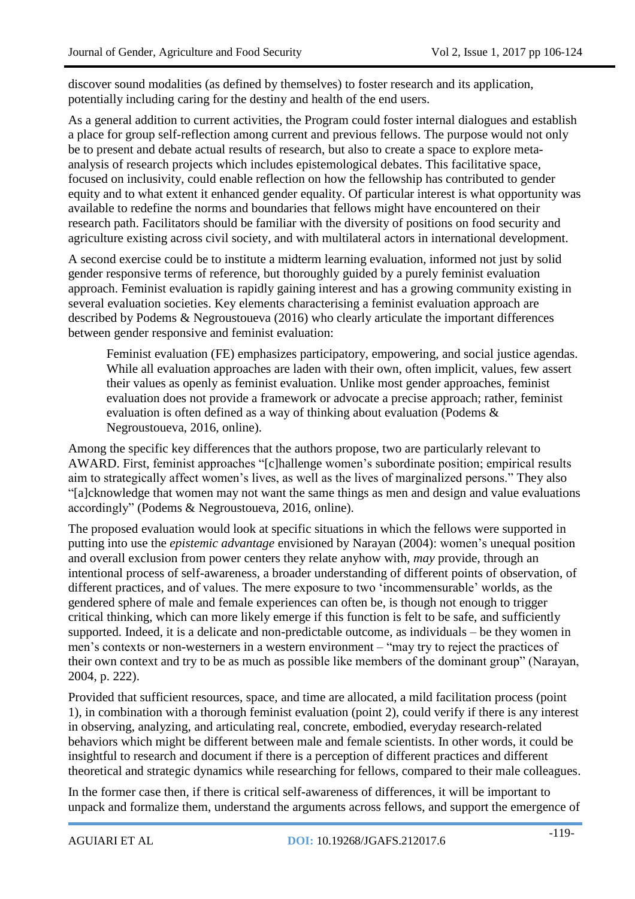discover sound modalities (as defined by themselves) to foster research and its application, potentially including caring for the destiny and health of the end users.

As a general addition to current activities, the Program could foster internal dialogues and establish a place for group self-reflection among current and previous fellows. The purpose would not only be to present and debate actual results of research, but also to create a space to explore meta-analysis of research projects which includes epistemological debates. This facilitative space, focused on inclusivity, could enable reflection on how the fellowship has contributed to gender equity and to what extent it enhanced gender equality. Of particular interest is what opportunity was available to redefine the norms and boundaries that fellows might have encountered on their research path. Facilitators should be familiar with the diversity of positions on food security and agriculture existing across civil society, and with multilateral actors in international development.

A second exercise could be to institute a midterm learning evaluation, informed not just by solid gender responsive terms of reference, but thoroughly guided by a purely feminist evaluation approach. Feminist evaluation is rapidly gaining interest and has a growing community existing in several evaluation societies. Key elements characterising a feminist evaluation approach are described by Podems & Negroustoueva (2016) who clearly articulate the important differences between gender responsive and feminist evaluation:

> Feminist evaluation (FE) emphasizes participatory, empowering, and social justice agendas. While all evaluation approaches are laden with their own, often implicit, values, few assert their values as openly as feminist evaluation. Unlike most gender approaches, feminist evaluation does not provide a framework or advocate a precise approach; rather, feminist evaluation is often defined as a way of thinking about evaluation (Podems & Negroustoueva, 2016, online).

Among the specific key differences that the authors propose, two are particularly relevant to AWARD. First, feminist approaches "[c]hallenge women's subordinate position; empirical results aim to strategically affect women's lives, as well as the lives of marginalized persons." They also "[a]cknowledge that women may not want the same things as men and design and value evaluations accordingly" (Podems & Negroustoueva, 2016, online).

The proposed evaluation would look at specific situations in which the fellows were supported in putting into use the *epistemic advantage* envisioned by Narayan (2004): women's unequal position and overall exclusion from power centers they relate anyhow with, *may* provide, through an intentional process of self-awareness, a broader understanding of different points of observation, of different practices, and of values. The mere exposure to two 'incommensurable' worlds, as the gendered sphere of male and female experiences can often be, is though not enough to trigger critical thinking, which can more likely emerge if this function is felt to be safe, and sufficiently supported. Indeed, it is a delicate and non-predictable outcome, as individuals – be they women in men's contexts or non-westerners in a western environment – "may try to reject the practices of their own context and try to be as much as possible like members of the dominant group" (Narayan, 2004, p. 222).

Provided that sufficient resources, space, and time are allocated, a mild facilitation process (point 1), in combination with a thorough feminist evaluation (point 2), could verify if there is any interest in observing, analyzing, and articulating real, concrete, embodied, everyday research-related behaviors which might be different between male and female scientists. In other words, it could be insightful to research and document if there is a perception of different practices and different theoretical and strategic dynamics while researching for fellows, compared to their male colleagues.

In the former case then, if there is critical self-awareness of differences, it will be important to unpack and formalize them, understand the arguments across fellows, and support the emergence of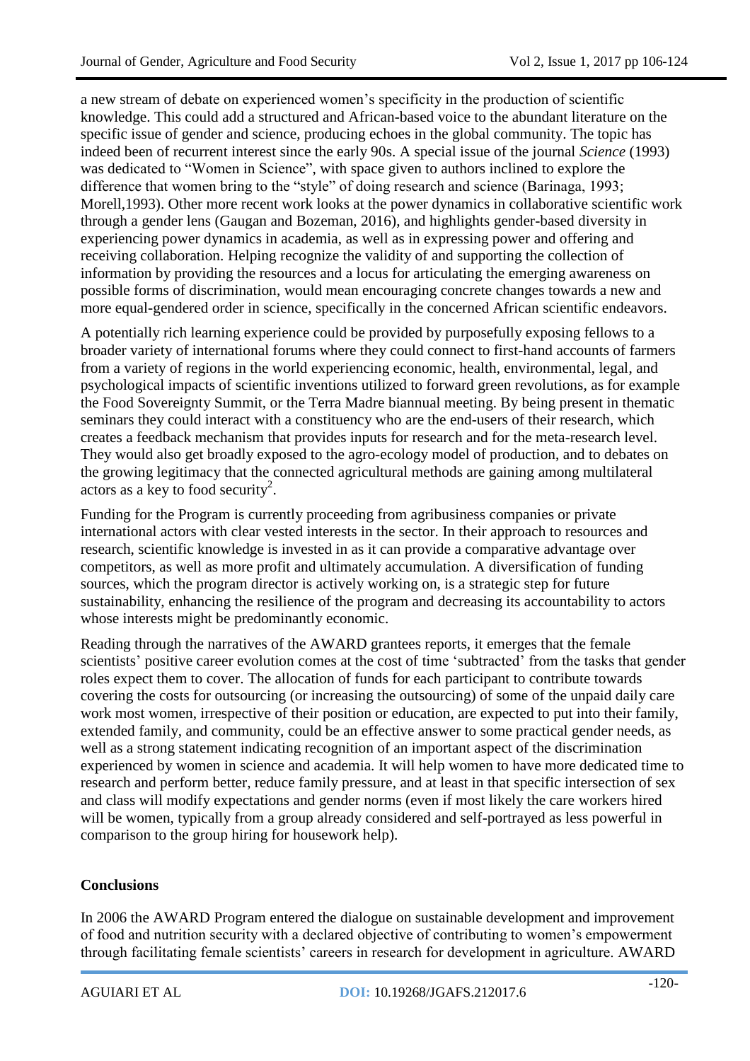a new stream of debate on experienced women's specificity in the production of scientific knowledge. This could add a structured and African-based voice to the abundant literature on the specific issue of gender and science, producing echoes in the global community. The topic has indeed been of recurrent interest since the early 90s. A special issue of the journal *Science* (1993) was dedicated to "Women in Science", with space given to authors inclined to explore the difference that women bring to the "style" of doing research and science (Barinaga, 1993; Morell,1993). Other more recent work looks at the power dynamics in collaborative scientific work through a gender lens (Gaugan and Bozeman, 2016), and highlights gender-based diversity in experiencing power dynamics in academia, as well as in expressing power and offering and receiving collaboration. Helping recognize the validity of and supporting the collection of information by providing the resources and a locus for articulating the emerging awareness on possible forms of discrimination, would mean encouraging concrete changes towards a new and more equal-gendered order in science, specifically in the concerned African scientific endeavors.

A potentially rich learning experience could be provided by purposefully exposing fellows to a broader variety of international forums where they could connect to first-hand accounts of farmers from a variety of regions in the world experiencing economic, health, environmental, legal, and psychological impacts of scientific inventions utilized to forward green revolutions, as for example the Food Sovereignty Summit, or the Terra Madre biannual meeting. By being present in thematic seminars they could interact with a constituency who are the end-users of their research, which creates a feedback mechanism that provides inputs for research and for the meta-research level. They would also get broadly exposed to the agro-ecology model of production, and to debates on the growing legitimacy that the connected agricultural methods are gaining among multilateral actors as a key to food security[2].

Funding for the Program is currently proceeding from agribusiness companies or private international actors with clear vested interests in the sector. In their approach to resources and research, scientific knowledge is invested in as it can provide a comparative advantage over competitors, as well as more profit and ultimately accumulation. A diversification of funding sources, which the program director is actively working on, is a strategic step for future sustainability, enhancing the resilience of the program and decreasing its accountability to actors whose interests might be predominantly economic.

Reading through the narratives of the AWARD grantees reports, it emerges that the female scientists' positive career evolution comes at the cost of time 'subtracted' from the tasks that gender roles expect them to cover. The allocation of funds for each participant to contribute towards covering the costs for outsourcing (or increasing the outsourcing) of some of the unpaid daily care work most women, irrespective of their position or education, are expected to put into their family, extended family, and community, could be an effective answer to some practical gender needs, as well as a strong statement indicating recognition of an important aspect of the discrimination experienced by women in science and academia. It will help women to have more dedicated time to research and perform better, reduce family pressure, and at least in that specific intersection of sex and class will modify expectations and gender norms (even if most likely the care workers hired will be women, typically from a group already considered and self-portrayed as less powerful in comparison to the group hiring for housework help).

## Conclusions

In 2006 the AWARD Program entered the dialogue on sustainable development and improvement of food and nutrition security with a declared objective of contributing to women's empowerment through facilitating female scientists' careers in research for development in agriculture. AWARD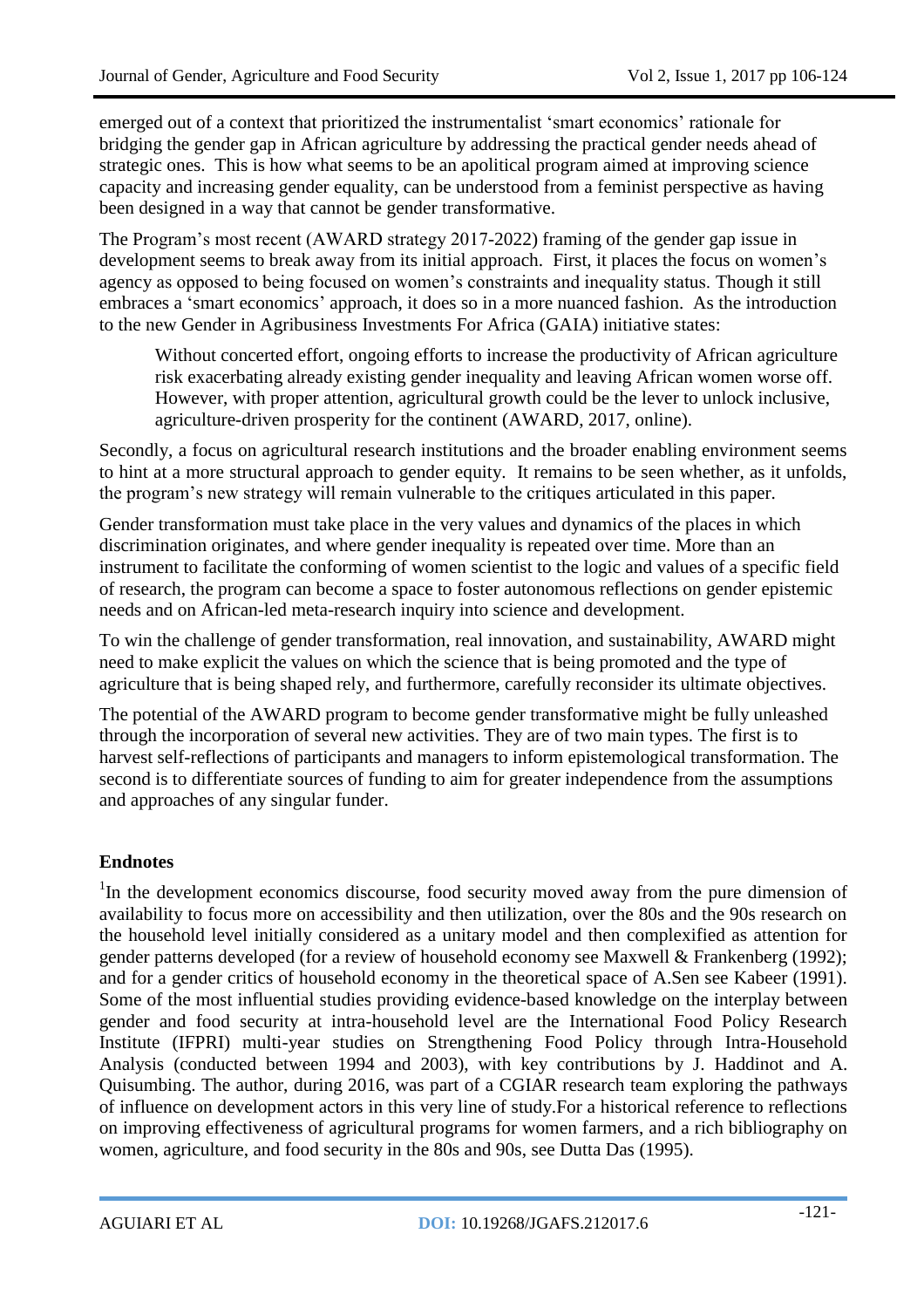emerged out of a context that prioritized the instrumentalist 'smart economics' rationale for bridging the gender gap in African agriculture by addressing the practical gender needs ahead of strategic ones. This is how what seems to be an apolitical program aimed at improving science capacity and increasing gender equality, can be understood from a feminist perspective as having been designed in a way that cannot be gender transformative.

The Program's most recent (AWARD strategy 2017-2022) framing of the gender gap issue in development seems to break away from its initial approach. First, it places the focus on women's agency as opposed to being focused on women's constraints and inequality status. Though it still embraces a 'smart economics' approach, it does so in a more nuanced fashion. As the introduction to the new Gender in Agribusiness Investments For Africa (GAIA) initiative states:

> Without concerted effort, ongoing efforts to increase the productivity of African agriculture risk exacerbating already existing gender inequality and leaving African women worse off. However, with proper attention, agricultural growth could be the lever to unlock inclusive, agriculture-driven prosperity for the continent (AWARD, 2017, online).

Secondly, a focus on agricultural research institutions and the broader enabling environment seems to hint at a more structural approach to gender equity. It remains to be seen whether, as it unfolds, the program's new strategy will remain vulnerable to the critiques articulated in this paper.

Gender transformation must take place in the very values and dynamics of the places in which discrimination originates, and where gender inequality is repeated over time. More than an instrument to facilitate the conforming of women scientist to the logic and values of a specific field of research, the program can become a space to foster autonomous reflections on gender epistemic needs and on African-led meta-research inquiry into science and development.

To win the challenge of gender transformation, real innovation, and sustainability, AWARD might need to make explicit the values on which the science that is being promoted and the type of agriculture that is being shaped rely, and furthermore, carefully reconsider its ultimate objectives.

The potential of the AWARD program to become gender transformative might be fully unleashed through the incorporation of several new activities. They are of two main types. The first is to harvest self-reflections of participants and managers to inform epistemological transformation. The second is to differentiate sources of funding to aim for greater independence from the assumptions and approaches of any singular funder.

## Endnotes

[1]In the development economics discourse, food security moved away from the pure dimension of availability to focus more on accessibility and then utilization, over the 80s and the 90s research on the household level initially considered as a unitary model and then complexified as attention for gender patterns developed (for a review of household economy see Maxwell & Frankenberg (1992); and for a gender critics of household economy in the theoretical space of A.Sen see Kabeer (1991). Some of the most influential studies providing evidence-based knowledge on the interplay between gender and food security at intra-household level are the International Food Policy Research Institute (IFPRI) multi-year studies on Strengthening Food Policy through Intra-Household Analysis (conducted between 1994 and 2003), with key contributions by J. Haddinot and A. Quisumbing. The author, during 2016, was part of a CGIAR research team exploring the pathways of influence on development actors in this very line of study.For a historical reference to reflections on improving effectiveness of agricultural programs for women farmers, and a rich bibliography on women, agriculture, and food security in the 80s and 90s, see Dutta Das (1995).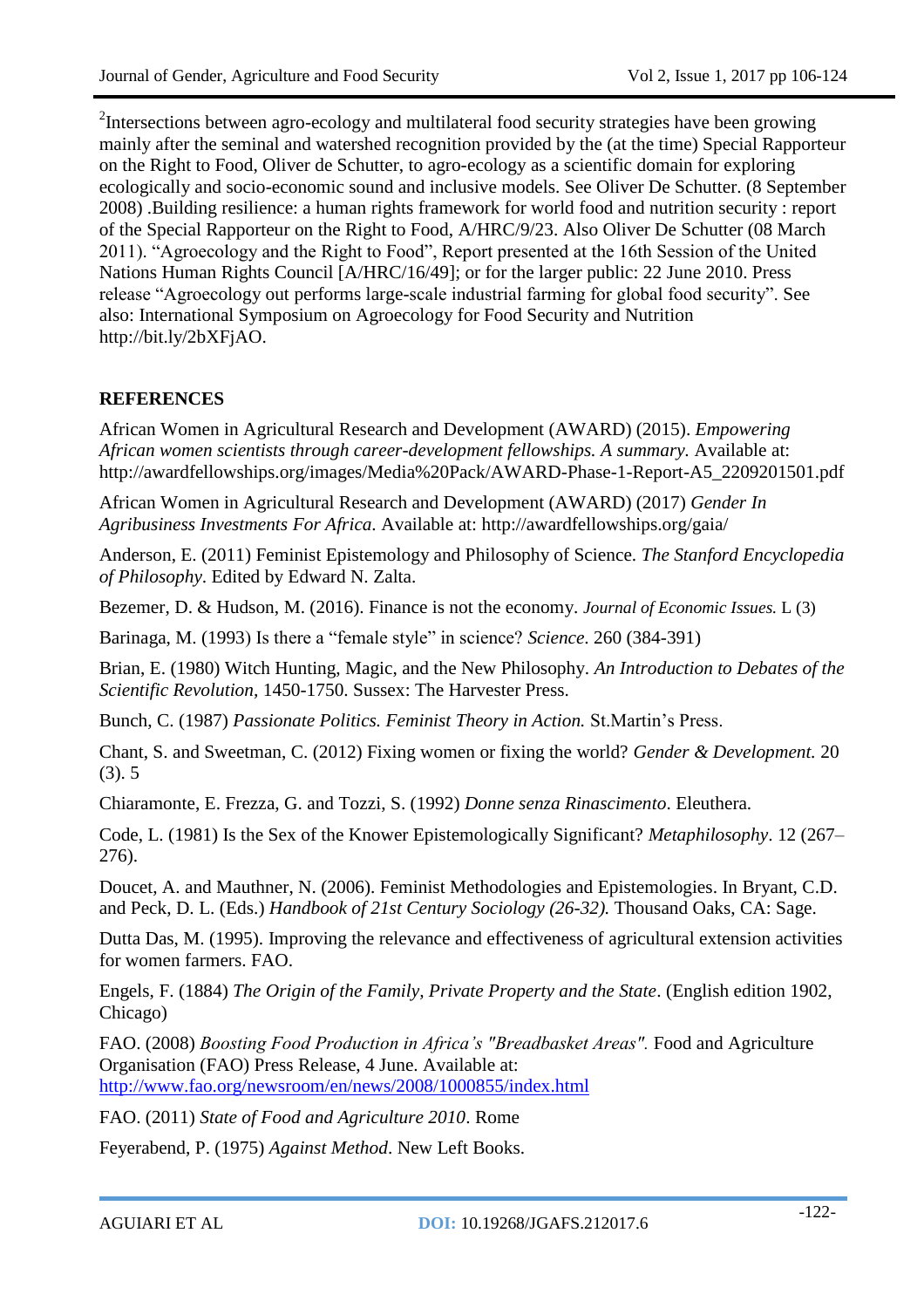[2]Intersections between agro-ecology and multilateral food security strategies have been growing mainly after the seminal and watershed recognition provided by the (at the time) Special Rapporteur on the Right to Food, Oliver de Schutter, to agro-ecology as a scientific domain for exploring ecologically and socio-economic sound and inclusive models. See Oliver De Schutter. (8 September 2008) .Building resilience: a human rights framework for world food and nutrition security : report of the Special Rapporteur on the Right to Food, A/HRC/9/23. Also Oliver De Schutter (08 March 2011). "Agroecology and the Right to Food", Report presented at the 16th Session of the United Nations Human Rights Council [A/HRC/16/49]; or for the larger public: 22 June 2010. Press release "Agroecology out performs large-scale industrial farming for global food security". See also: International Symposium on Agroecology for Food Security and Nutrition http://bit.ly/2bXFjAO.

## REFERENCES

African Women in Agricultural Research and Development (AWARD) (2015). *Empowering African women scientists through career-development fellowships. A summary.* Available at: http://awardfellowships.org/images/Media%20Pack/AWARD-Phase-1-Report-A5_2209201501.pdf

African Women in Agricultural Research and Development (AWARD) (2017) *Gender In Agribusiness Investments For Africa*. Available at: http://awardfellowships.org/gaia/

Anderson, E. (2011) Feminist Epistemology and Philosophy of Science. *The Stanford Encyclopedia of Philosophy*. Edited by Edward N. Zalta.

Bezemer, D. & Hudson, M. (2016). Finance is not the economy. *Journal of Economic Issues.* L (3)

Barinaga, M. (1993) Is there a "female style" in science? *Science*. 260 (384-391)

Brian, E. (1980) Witch Hunting, Magic, and the New Philosophy. *An Introduction to Debates of the Scientific Revolution*, 1450-1750. Sussex: The Harvester Press.

Bunch, C. (1987) *Passionate Politics. Feminist Theory in Action.* St.Martin's Press.

Chant, S. and Sweetman, C. (2012) Fixing women or fixing the world? *Gender & Development.* 20 (3). 5

Chiaramonte, E. Frezza, G. and Tozzi, S. (1992) *Donne senza Rinascimento*. Eleuthera.

Code, L. (1981) Is the Sex of the Knower Epistemologically Significant? *Metaphilosophy*. 12 (267–276).

Doucet, A. and Mauthner, N. (2006). Feminist Methodologies and Epistemologies. In Bryant, C.D. and Peck, D. L. (Eds.) *Handbook of 21st Century Sociology (26-32).* Thousand Oaks, CA: Sage.

Dutta Das, M. (1995). Improving the relevance and effectiveness of agricultural extension activities for women farmers. FAO.

Engels, F. (1884) *The Origin of the Family, Private Property and the State*. (English edition 1902, Chicago)

FAO. (2008) *Boosting Food Production in Africa's "Breadbasket Areas".* Food and Agriculture Organisation (FAO) Press Release, 4 June. Available at: http://www.fao.org/newsroom/en/news/2008/1000855/index.html

FAO. (2011) *State of Food and Agriculture 2010*. Rome

Feyerabend, P. (1975) *Against Method*. New Left Books.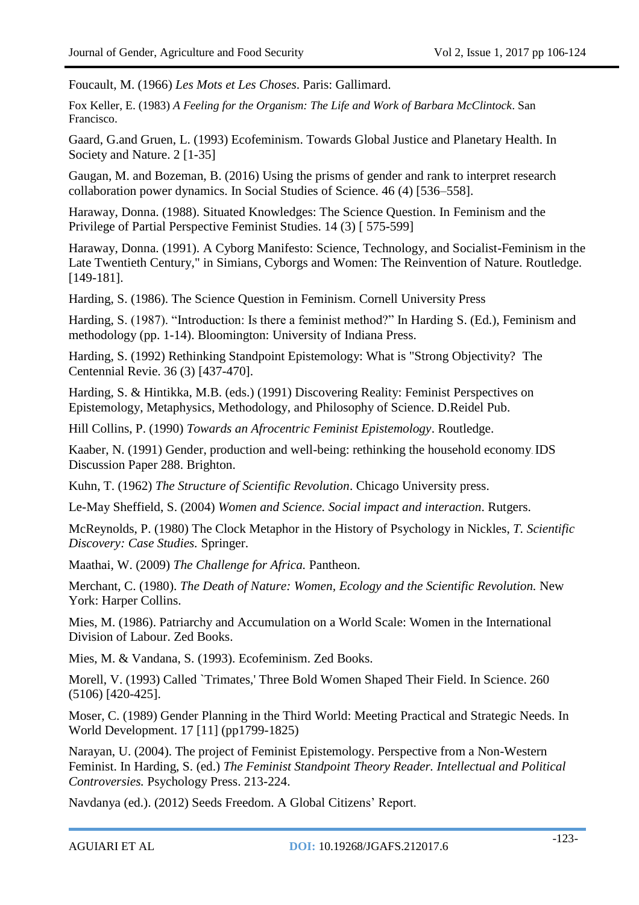Foucault, M. (1966) *Les Mots et Les Choses*. Paris: Gallimard.

Fox Keller, E. (1983) *A Feeling for the Organism: The Life and Work of Barbara McClintock*. San Francisco.

Gaard, G.and Gruen, L. (1993) Ecofeminism. Towards Global Justice and Planetary Health. In Society and Nature. 2 [1-35]

Gaugan, M. and Bozeman, B. (2016) Using the prisms of gender and rank to interpret research collaboration power dynamics. In Social Studies of Science. 46 (4) [536–558].

Haraway, Donna. (1988). Situated Knowledges: The Science Question. In Feminism and the Privilege of Partial Perspective Feminist Studies. 14 (3) [ 575-599]

Haraway, Donna. (1991). A Cyborg Manifesto: Science, Technology, and Socialist-Feminism in the Late Twentieth Century," in Simians, Cyborgs and Women: The Reinvention of Nature. Routledge. [149-181].

Harding, S. (1986). The Science Question in Feminism. Cornell University Press

Harding, S. (1987). "Introduction: Is there a feminist method?" In Harding S. (Ed.), Feminism and methodology (pp. 1-14). Bloomington: University of Indiana Press.

Harding, S. (1992) Rethinking Standpoint Epistemology: What is "Strong Objectivity? The Centennial Revie. 36 (3) [437-470].

Harding, S. & Hintikka, M.B. (eds.) (1991) Discovering Reality: Feminist Perspectives on Epistemology, Metaphysics, Methodology, and Philosophy of Science. D.Reidel Pub.

Hill Collins, P. (1990) *Towards an Afrocentric Feminist Epistemology*. Routledge.

Kaaber, N. (1991) Gender, production and well-being: rethinking the household economy. IDS Discussion Paper 288. Brighton.

Kuhn, T. (1962) *The Structure of Scientific Revolution*. Chicago University press.

Le-May Sheffield, S. (2004) *Women and Science. Social impact and interaction*. Rutgers.

McReynolds, P. (1980) The Clock Metaphor in the History of Psychology in Nickles, *T. Scientific Discovery: Case Studies.* Springer.

Maathai, W. (2009) *The Challenge for Africa.* Pantheon.

Merchant, C. (1980). *The Death of Nature: Women, Ecology and the Scientific Revolution.* New York: Harper Collins.

Mies, M. (1986). Patriarchy and Accumulation on a World Scale: Women in the International Division of Labour. Zed Books.

Mies, M. & Vandana, S. (1993). Ecofeminism. Zed Books.

Morell, V. (1993) Called `Trimates,' Three Bold Women Shaped Their Field. In Science. 260 (5106) [420-425].

Moser, C. (1989) Gender Planning in the Third World: Meeting Practical and Strategic Needs. In World Development. 17 [11] (pp1799-1825)

Narayan, U. (2004). The project of Feminist Epistemology. Perspective from a Non-Western Feminist. In Harding, S. (ed.) *The Feminist Standpoint Theory Reader. Intellectual and Political Controversies.* Psychology Press. 213-224.

Navdanya (ed.). (2012) Seeds Freedom. A Global Citizens' Report.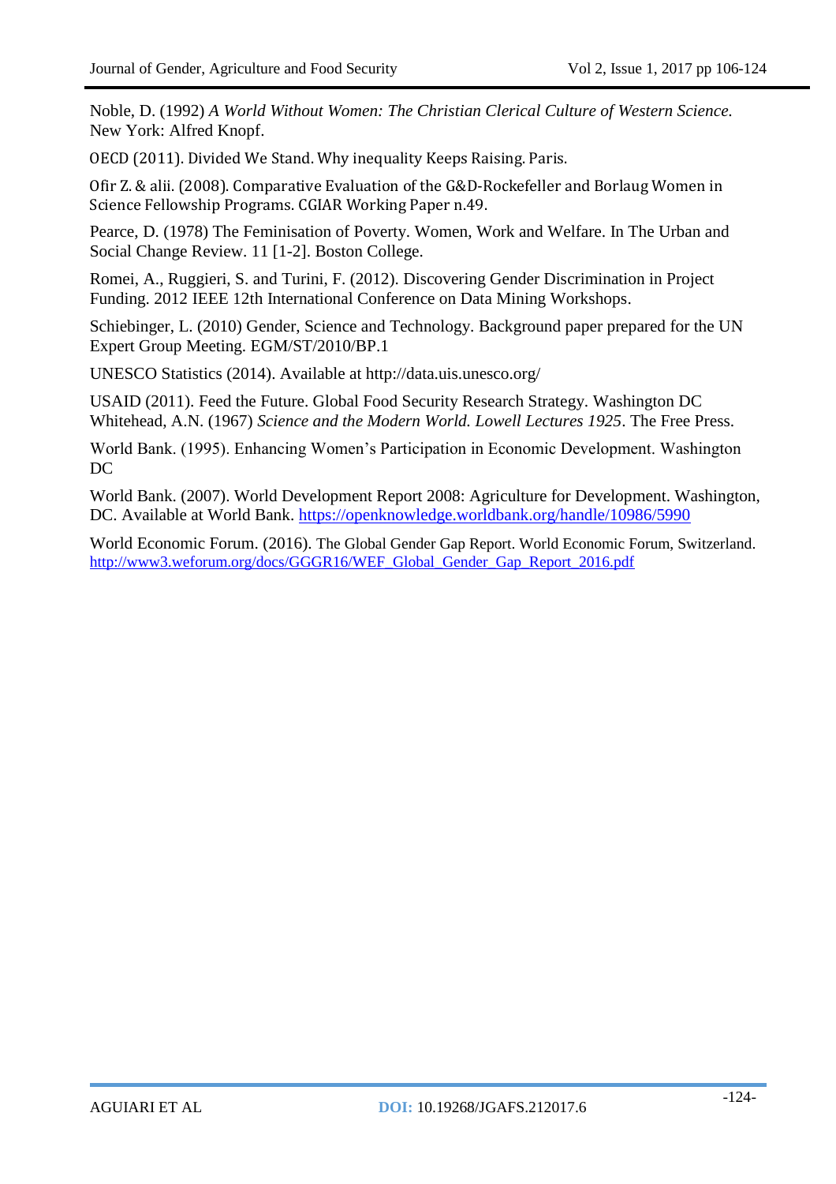Noble, D. (1992) *A World Without Women: The Christian Clerical Culture of Western Science*. New York: Alfred Knopf.

OECD (2011). Divided We Stand. Why inequality Keeps Raising. Paris.

Ofir Z. & alii. (2008). Comparative Evaluation of the G&D-Rockefeller and Borlaug Women in Science Fellowship Programs. CGIAR Working Paper n.49.

Pearce, D. (1978) The Feminisation of Poverty. Women, Work and Welfare. In The Urban and Social Change Review. 11 [1-2]. Boston College.

Romei, A., Ruggieri, S. and Turini, F. (2012). Discovering Gender Discrimination in Project Funding. 2012 IEEE 12th International Conference on Data Mining Workshops.

Schiebinger, L. (2010) Gender, Science and Technology. Background paper prepared for the UN Expert Group Meeting. EGM/ST/2010/BP.1

UNESCO Statistics (2014). Available at http://data.uis.unesco.org/

USAID (2011). Feed the Future. Global Food Security Research Strategy. Washington DC

Whitehead, A.N. (1967) *Science and the Modern World. Lowell Lectures 1925*. The Free Press.

World Bank. (1995). Enhancing Women's Participation in Economic Development. Washington DC

World Bank. (2007). World Development Report 2008: Agriculture for Development. Washington, DC. Available at World Bank. https://openknowledge.worldbank.org/handle/10986/5990

World Economic Forum. (2016). The Global Gender Gap Report. World Economic Forum, Switzerland. http://www3.weforum.org/docs/GGGR16/WEF_Global_Gender_Gap_Report_2016.pdf